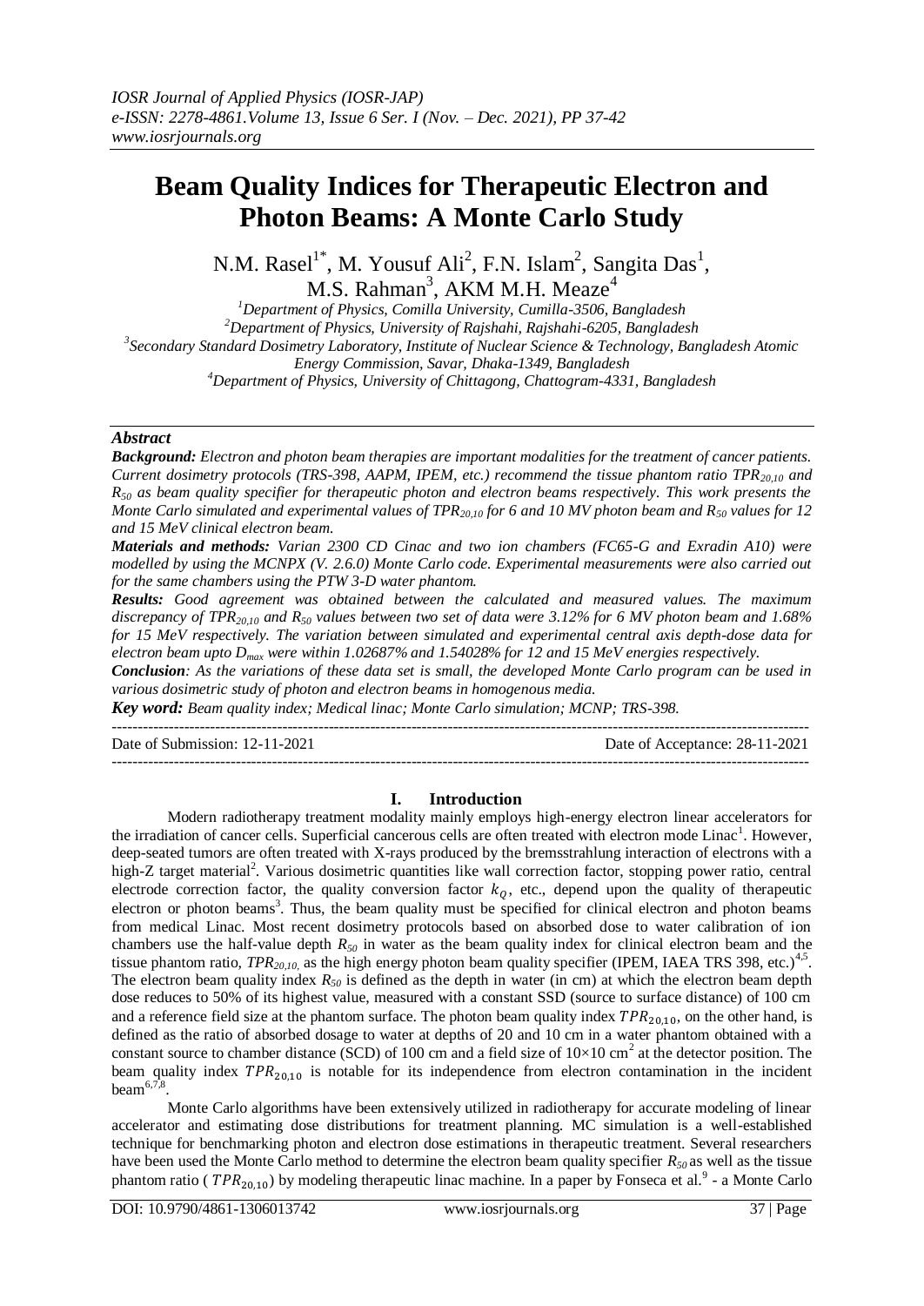# Beam Quality Indices for Therapeutic Electron and Photon Beams: A Monte Carlo Study

N.M. Rasel[1*], M. Yousuf Ali[2], F.N. Islam[2], Sangita Das[1], M.S. Rahman[3], AKM M.H. Meaze[4]

[1]Department of Physics, Comilla University, Cumilla-3506, Bangladesh
[2]Department of Physics, University of Rajshahi, Rajshahi-6205, Bangladesh
[3]Secondary Standard Dosimetry Laboratory, Institute of Nuclear Science & Technology, Bangladesh Atomic Energy Commission, Savar, Dhaka-1349, Bangladesh
[4]Department of Physics, University of Chittagong, Chattogram-4331, Bangladesh

## Abstract

***Background:*** *Electron and photon beam therapies are important modalities for the treatment of cancer patients. Current dosimetry protocols (TRS-398, AAPM, IPEM, etc.) recommend the tissue phantom ratio $TPR_{20,10}$ and $R_{50}$ as beam quality specifier for therapeutic photon and electron beams respectively. This work presents the Monte Carlo simulated and experimental values of $TPR_{20,10}$ for 6 and 10 MV photon beam and $R_{50}$ values for 12 and 15 MeV clinical electron beam.*

***Materials and methods:*** *Varian 2300 CD Cinac and two ion chambers (FC65-G and Exradin A10) were modelled by using the MCNPX (V. 2.6.0) Monte Carlo code. Experimental measurements were also carried out for the same chambers using the PTW 3-D water phantom.*

***Results:*** *Good agreement was obtained between the calculated and measured values. The maximum discrepancy of $TPR_{20,10}$ and $R_{50}$ values between two set of data were 3.12% for 6 MV photon beam and 1.68% for 15 MeV respectively. The variation between simulated and experimental central axis depth-dose data for electron beam upto $D_{max}$ were within 1.02687% and 1.54028% for 12 and 15 MeV energies respectively.*

***Conclusion:*** *As the variations of these data set is small, the developed Monte Carlo program can be used in various dosimetric study of photon and electron beams in homogenous media.*

***Key word:*** *Beam quality index; Medical linac; Monte Carlo simulation; MCNP; TRS-398.*

Date of Submission: 12-11-2021 | Date of Acceptance: 28-11-2021

## I. Introduction

Modern radiotherapy treatment modality mainly employs high-energy electron linear accelerators for the irradiation of cancer cells. Superficial cancerous cells are often treated with electron mode Linac[1]. However, deep-seated tumors are often treated with X-rays produced by the bremsstrahlung interaction of electrons with a high-Z target material[2]. Various dosimetric quantities like wall correction factor, stopping power ratio, central electrode correction factor, the quality conversion factor $k_Q$, etc., depend upon the quality of therapeutic electron or photon beams[3]. Thus, the beam quality must be specified for clinical electron and photon beams from medical Linac. Most recent dosimetry protocols based on absorbed dose to water calibration of ion chambers use the half-value depth $R_{50}$ in water as the beam quality index for clinical electron beam and the tissue phantom ratio, $TPR_{20,10}$, as the high energy photon beam quality specifier (IPEM, IAEA TRS 398, etc.)[4,5]. The electron beam quality index $R_{50}$ is defined as the depth in water (in cm) at which the electron beam depth dose reduces to 50% of its highest value, measured with a constant SSD (source to surface distance) of 100 cm and a reference field size at the phantom surface. The photon beam quality index $TPR_{20,10}$, on the other hand, is defined as the ratio of absorbed dosage to water at depths of 20 and 10 cm in a water phantom obtained with a constant source to chamber distance (SCD) of 100 cm and a field size of $10 \times 10$ cm$^2$ at the detector position. The beam quality index $TPR_{20,10}$ is notable for its independence from electron contamination in the incident beam[6,7,8].

Monte Carlo algorithms have been extensively utilized in radiotherapy for accurate modeling of linear accelerator and estimating dose distributions for treatment planning. MC simulation is a well-established technique for benchmarking photon and electron dose estimations in therapeutic treatment. Several researchers have been used the Monte Carlo method to determine the electron beam quality specifier $R_{50}$ as well as the tissue phantom ratio ($TPR_{20,10}$) by modeling therapeutic linac machine. In a paper by Fonseca et al.[9] - a Monte Carlo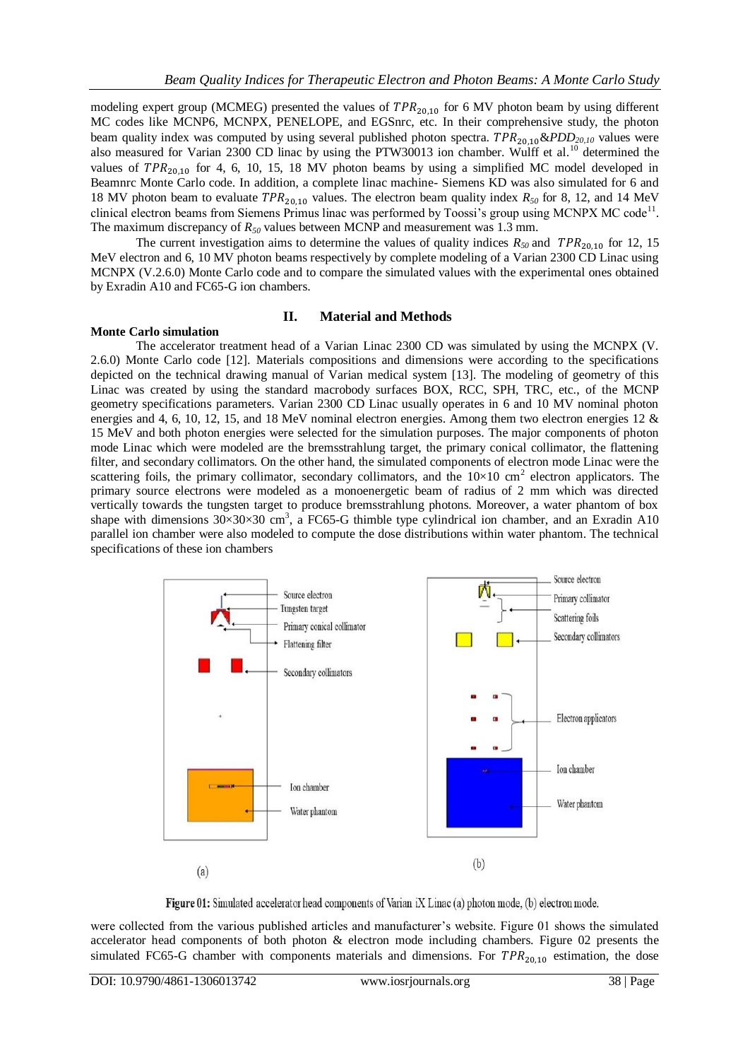modeling expert group (MCMEG) presented the values of $TPR_{20,10}$ for 6 MV photon beam by using different MC codes like MCNP6, MCNPX, PENELOPE, and EGSnrc, etc. In their comprehensive study, the photon beam quality index was computed by using several published photon spectra. $TPR_{20,10}$&$PDD_{20,10}$ values were also measured for Varian 2300 CD linac by using the PTW30013 ion chamber. Wulff et al.[10] determined the values of $TPR_{20,10}$ for 4, 6, 10, 15, 18 MV photon beams by using a simplified MC model developed in Beamnrc Monte Carlo code. In addition, a complete linac machine- Siemens KD was also simulated for 6 and 18 MV photon beam to evaluate $TPR_{20,10}$ values. The electron beam quality index $R_{50}$ for 8, 12, and 14 MeV clinical electron beams from Siemens Primus linac was performed by Toossi's group using MCNPX MC code[11]. The maximum discrepancy of $R_{50}$ values between MCNP and measurement was 1.3 mm.

The current investigation aims to determine the values of quality indices $R_{50}$ and $TPR_{20,10}$ for 12, 15 MeV electron and 6, 10 MV photon beams respectively by complete modeling of a Varian 2300 CD Linac using MCNPX (V.2.6.0) Monte Carlo code and to compare the simulated values with the experimental ones obtained by Exradin A10 and FC65-G ion chambers.

## II. Material and Methods

**Monte Carlo simulation**

The accelerator treatment head of a Varian Linac 2300 CD was simulated by using the MCNPX (V. 2.6.0) Monte Carlo code [12]. Materials compositions and dimensions were according to the specifications depicted on the technical drawing manual of Varian medical system [13]. The modeling of geometry of this Linac was created by using the standard macrobody surfaces BOX, RCC, SPH, TRC, etc., of the MCNP geometry specifications parameters. Varian 2300 CD Linac usually operates in 6 and 10 MV nominal photon energies and 4, 6, 10, 12, 15, and 18 MeV nominal electron energies. Among them two electron energies 12 & 15 MeV and both photon energies were selected for the simulation purposes. The major components of photon mode Linac which were modeled are the bremsstrahlung target, the primary conical collimator, the flattening filter, and secondary collimators. On the other hand, the simulated components of electron mode Linac were the scattering foils, the primary collimator, secondary collimators, and the $10\times10$ cm$^2$ electron applicators. The primary source electrons were modeled as a monoenergetic beam of radius of 2 mm which was directed vertically towards the tungsten target to produce bremsstrahlung photons. Moreover, a water phantom of box shape with dimensions $30\times30\times30$ cm$^3$, a FC65-G thimble type cylindrical ion chamber, and an Exradin A10 parallel ion chamber were also modeled to compute the dose distributions within water phantom. The technical specifications of these ion chambers

Figure 01: Simulated accelerator head components of Varian iX Linac (a) photon mode, (b) electron mode.

were collected from the various published articles and manufacturer's website. Figure 01 shows the simulated accelerator head components of both photon & electron mode including chambers. Figure 02 presents the simulated FC65-G chamber with components materials and dimensions. For $TPR_{20,10}$ estimation, the dose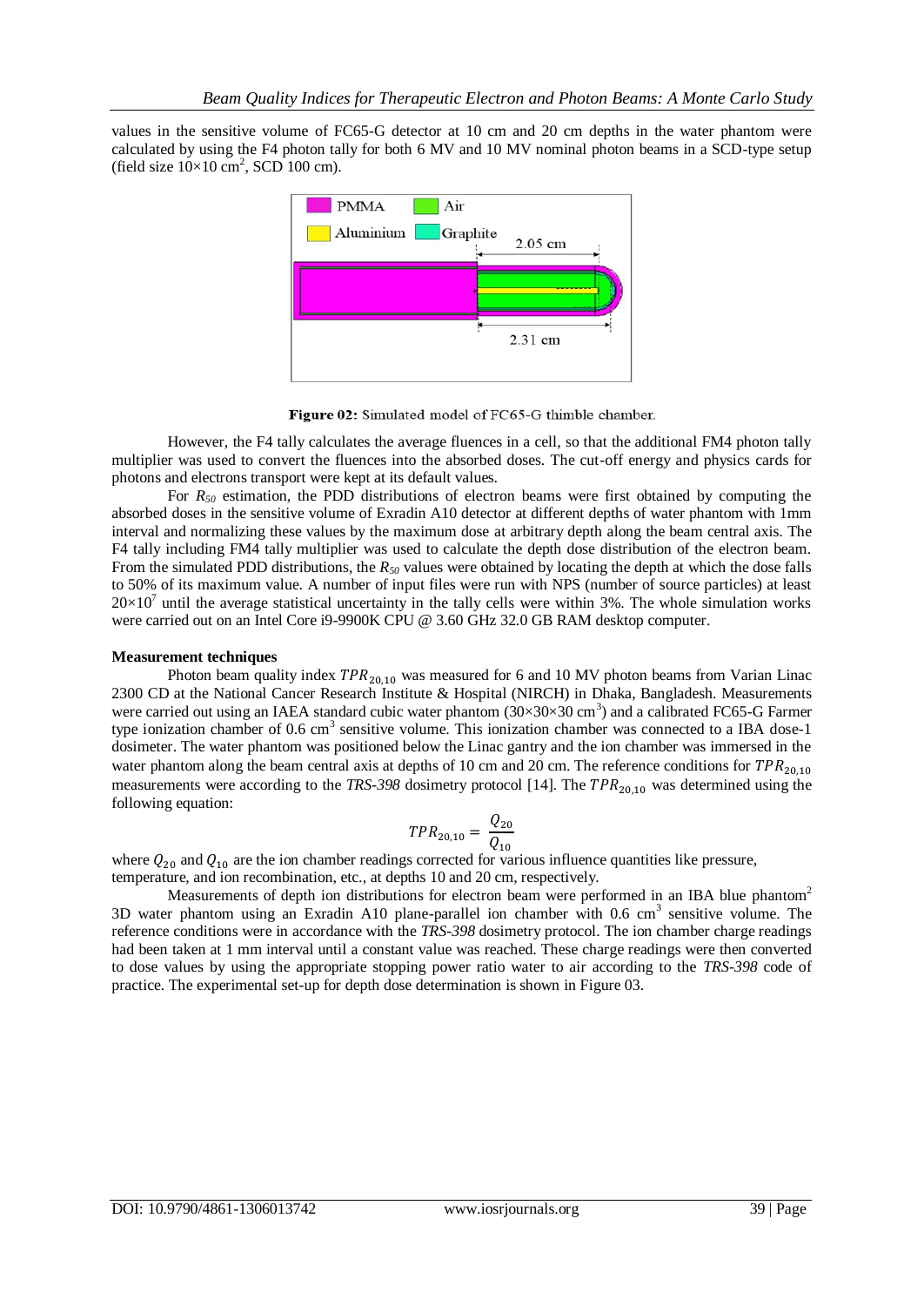values in the sensitive volume of FC65-G detector at 10 cm and 20 cm depths in the water phantom were calculated by using the F4 photon tally for both 6 MV and 10 MV nominal photon beams in a SCD-type setup (field size $10\times10$ cm$^2$, SCD 100 cm).

**Figure 02:** Simulated model of FC65-G thimble chamber.

However, the F4 tally calculates the average fluences in a cell, so that the additional FM4 photon tally multiplier was used to convert the fluences into the absorbed doses. The cut-off energy and physics cards for photons and electrons transport were kept at its default values.

For $R_{50}$ estimation, the PDD distributions of electron beams were first obtained by computing the absorbed doses in the sensitive volume of Exradin A10 detector at different depths of water phantom with 1mm interval and normalizing these values by the maximum dose at arbitrary depth along the beam central axis. The F4 tally including FM4 tally multiplier was used to calculate the depth dose distribution of the electron beam. From the simulated PDD distributions, the $R_{50}$ values were obtained by locating the depth at which the dose falls to 50% of its maximum value. A number of input files were run with NPS (number of source particles) at least $20\times10^7$ until the average statistical uncertainty in the tally cells were within 3%. The whole simulation works were carried out on an Intel Core i9-9900K CPU @ 3.60 GHz 32.0 GB RAM desktop computer.

**Measurement techniques**

Photon beam quality index $TPR_{20,10}$ was measured for 6 and 10 MV photon beams from Varian Linac 2300 CD at the National Cancer Research Institute & Hospital (NIRCH) in Dhaka, Bangladesh. Measurements were carried out using an IAEA standard cubic water phantom ($30\times30\times30$ cm$^3$) and a calibrated FC65-G Farmer type ionization chamber of 0.6 cm$^3$ sensitive volume. This ionization chamber was connected to a IBA dose-1 dosimeter. The water phantom was positioned below the Linac gantry and the ion chamber was immersed in the water phantom along the beam central axis at depths of 10 cm and 20 cm. The reference conditions for $TPR_{20,10}$ measurements were according to the *TRS-398* dosimetry protocol [14]. The $TPR_{20,10}$ was determined using the following equation:

$$TPR_{20,10} = \frac{Q_{20}}{Q_{10}}$$

where $Q_{20}$ and $Q_{10}$ are the ion chamber readings corrected for various influence quantities like pressure, temperature, and ion recombination, etc., at depths 10 and 20 cm, respectively.

Measurements of depth ion distributions for electron beam were performed in an IBA blue phantom[2] 3D water phantom using an Exradin A10 plane-parallel ion chamber with 0.6 cm$^3$ sensitive volume. The reference conditions were in accordance with the *TRS-398* dosimetry protocol. The ion chamber charge readings had been taken at 1 mm interval until a constant value was reached. These charge readings were then converted to dose values by using the appropriate stopping power ratio water to air according to the *TRS-398* code of practice. The experimental set-up for depth dose determination is shown in Figure 03.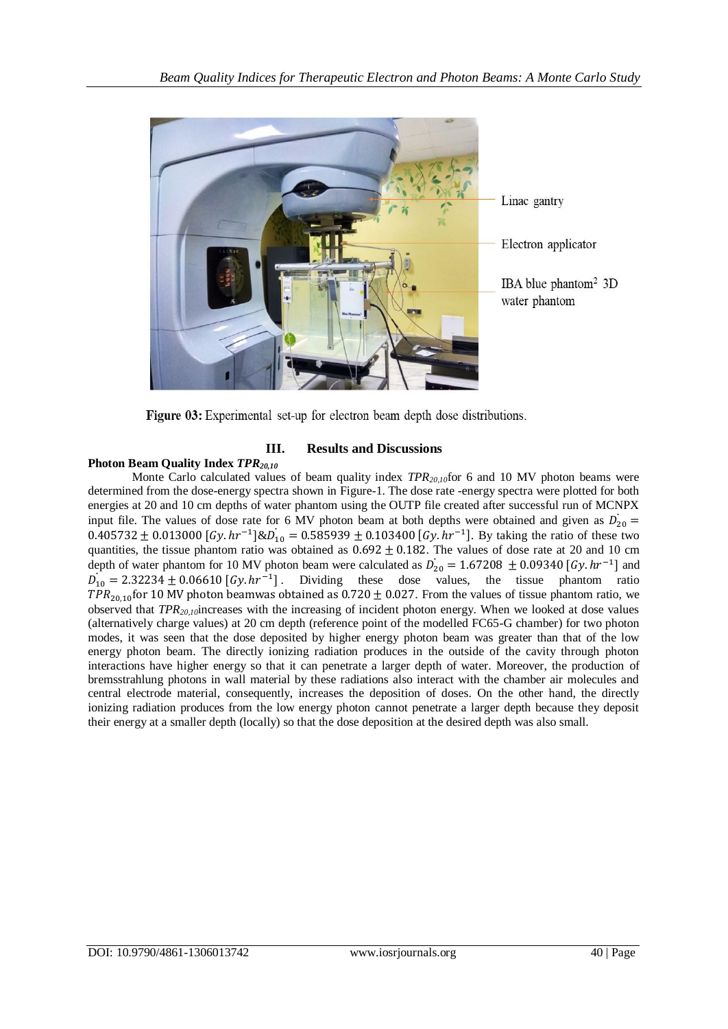Linac gantry

Electron applicator

IBA blue phantom[2] 3D water phantom

**Figure 03:** Experimental set-up for electron beam depth dose distributions.

## III. Results and Discussions

**Photon Beam Quality Index $TPR_{20,10}$**

Monte Carlo calculated values of beam quality index $TPR_{20,10}$ for 6 and 10 MV photon beams were determined from the dose-energy spectra shown in Figure-1. The dose rate -energy spectra were plotted for both energies at 20 and 10 cm depths of water phantom using the OUTP file created after successful run of MCNPX input file. The values of dose rate for 6 MV photon beam at both depths were obtained and given as $\dot{D_{20}} = 0.405732 \pm 0.013000$ $[Gy.hr^{-1}]$ & $\dot{D_{10}} = 0.585939 \pm 0.103400$ $[Gy.hr^{-1}]$. By taking the ratio of these two quantities, the tissue phantom ratio was obtained as $0.692 \pm 0.182$. The values of dose rate at 20 and 10 cm depth of water phantom for 10 MV photon beam were calculated as $\dot{D_{20}} = 1.67208 \pm 0.09340$ $[Gy.hr^{-1}]$ and $\dot{D_{10}} = 2.32234 \pm 0.06610$ $[Gy.hr^{-1}]$. Dividing these dose values, the tissue phantom ratio $TPR_{20,10}$ for 10 MV photon beamwas obtained as $0.720 \pm 0.027$. From the values of tissue phantom ratio, we observed that $TPR_{20,10}$ increases with the increasing of incident photon energy. When we looked at dose values (alternatively charge values) at 20 cm depth (reference point of the modelled FC65-G chamber) for two photon modes, it was seen that the dose deposited by higher energy photon beam was greater than that of the low energy photon beam. The directly ionizing radiation produces in the outside of the cavity through photon interactions have higher energy so that it can penetrate a larger depth of water. Moreover, the production of bremsstrahlung photons in wall material by these radiations also interact with the chamber air molecules and central electrode material, consequently, increases the deposition of doses. On the other hand, the directly ionizing radiation produces from the low energy photon cannot penetrate a larger depth because they deposit their energy at a smaller depth (locally) so that the dose deposition at the desired depth was also small.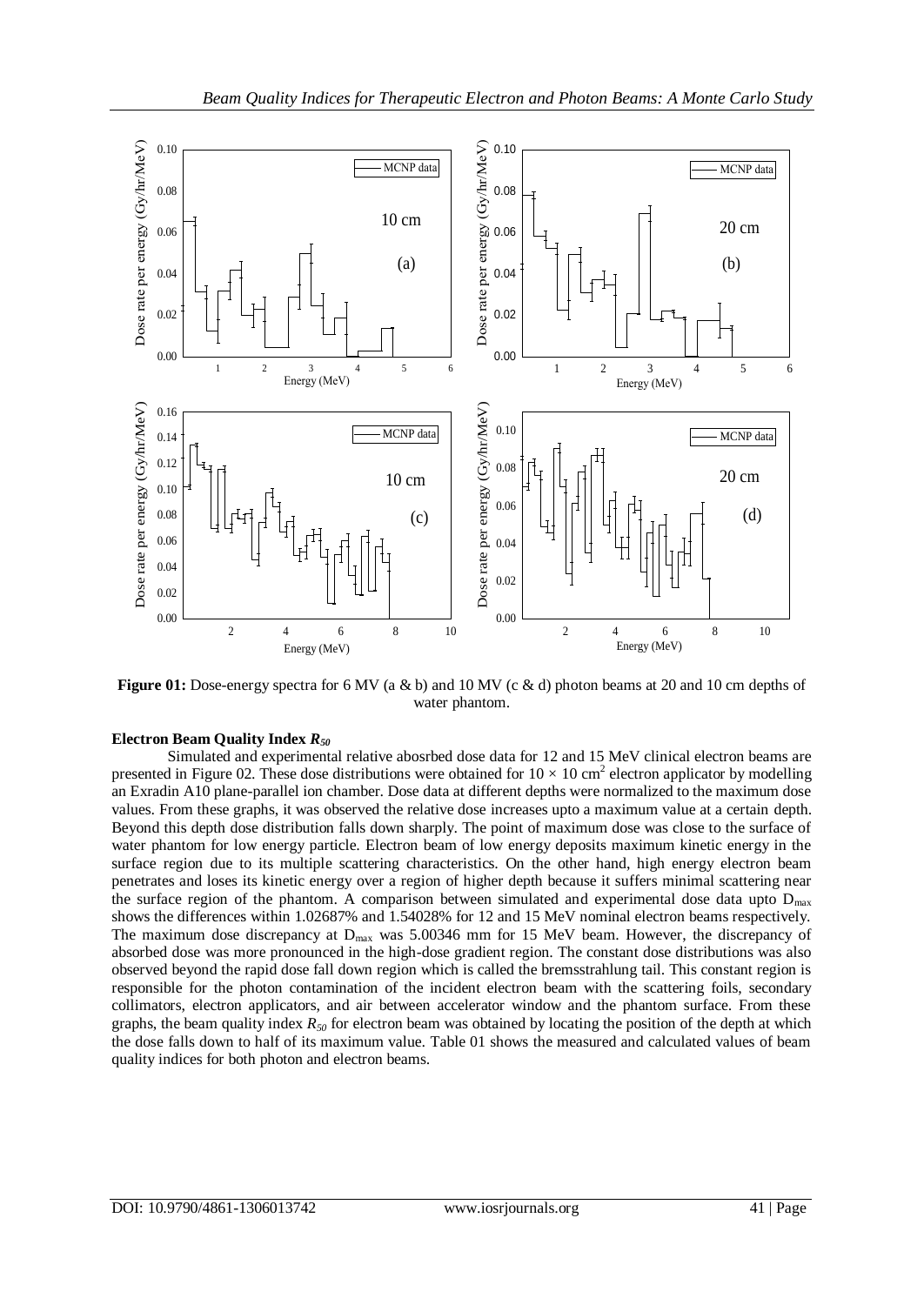**Figure 01:** Dose-energy spectra for 6 MV (a & b) and 10 MV (c & d) photon beams at 20 and 10 cm depths of water phantom.

### Electron Beam Quality Index $R_{50}$

Simulated and experimental relative abosrbed dose data for 12 and 15 MeV clinical electron beams are presented in Figure 02. These dose distributions were obtained for $10 \times 10$ cm$^2$ electron applicator by modelling an Exradin A10 plane-parallel ion chamber. Dose data at different depths were normalized to the maximum dose values. From these graphs, it was observed the relative dose increases upto a maximum value at a certain depth. Beyond this depth dose distribution falls down sharply. The point of maximum dose was close to the surface of water phantom for low energy particle. Electron beam of low energy deposits maximum kinetic energy in the surface region due to its multiple scattering characteristics. On the other hand, high energy electron beam penetrates and loses its kinetic energy over a region of higher depth because it suffers minimal scattering near the surface region of the phantom. A comparison between simulated and experimental dose data upto $D_{max}$ shows the differences within 1.02687% and 1.54028% for 12 and 15 MeV nominal electron beams respectively. The maximum dose discrepancy at $D_{max}$ was 5.00346 mm for 15 MeV beam. However, the discrepancy of absorbed dose was more pronounced in the high-dose gradient region. The constant dose distributions was also observed beyond the rapid dose fall down region which is called the bremsstrahlung tail. This constant region is responsible for the photon contamination of the incident electron beam with the scattering foils, secondary collimators, electron applicators, and air between accelerator window and the phantom surface. From these graphs, the beam quality index $R_{50}$ for electron beam was obtained by locating the position of the depth at which the dose falls down to half of its maximum value. Table 01 shows the measured and calculated values of beam quality indices for both photon and electron beams.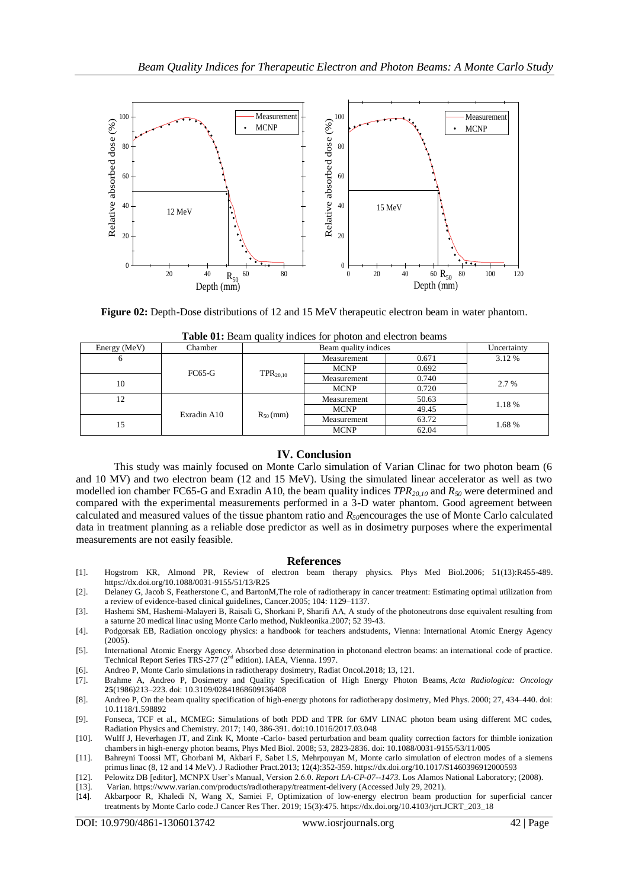Relative absorbed dose (%)

100
80
60
40
20
0

12 MeV

Measurement
MCNP

20 40 $R_{50}$ 60 80

Depth (mm)

Relative absorbed dose (%)

100
80
60
40
20
0

15 MeV

Measurement
MCNP

0 20 40 60 $R_{50}$ 80 100 120

Depth (mm)

**Figure 02:** Depth-Dose distributions of 12 and 15 MeV therapeutic electron beam in water phantom.

**Table 01:** Beam quality indices for photon and electron beams

| Energy (MeV) | Chamber | Beam quality indices | | | Uncertainty |
|---|---|---|---|---|---|
| 6 | FC65-G | $TPR_{20,10}$ | Measurement | 0.671 | 3.12 % |
| | | | MCNP | 0.692 | |
| 10 | | | Measurement | 0.740 | 2.7 % |
| | | | MCNP | 0.720 | |
| 12 | Exradin A10 | $R_{50}$ (mm) | Measurement | 50.63 | 1.18 % |
| | | | MCNP | 49.45 | |
| 15 | | | Measurement | 63.72 | 1.68 % |
| | | | MCNP | 62.04 | |

## IV. Conclusion

This study was mainly focused on Monte Carlo simulation of Varian Clinac for two photon beam (6 and 10 MV) and two electron beam (12 and 15 MeV). Using the simulated linear accelerator as well as two modelled ion chamber FC65-G and Exradin A10, the beam quality indices $TPR_{20,10}$ and $R_{50}$ were determined and compared with the experimental measurements performed in a 3-D water phantom. Good agreement between calculated and measured values of the tissue phantom ratio and $R_{50}$encourages the use of Monte Carlo calculated data in treatment planning as a reliable dose predictor as well as in dosimetry purposes where the experimental measurements are not easily feasible.

## References

[1]. Hogstrom KR, Almond PR, Review of electron beam therapy physics. Phys Med Biol.2006; 51(13):R455-489. https://dx.doi.org/10.1088/0031-9155/51/13/R25

[2]. Delaney G, Jacob S, Featherstone C, and BartonM,The role of radiotherapy in cancer treatment: Estimating optimal utilization from a review of evidence-based clinical guidelines, Cancer.2005; 104: 1129–1137.

[3]. Hashemi SM, Hashemi-Malayeri B, Raisali G, Shorkani P, Sharifi AA, A study of the photoneutrons dose equivalent resulting from a saturne 20 medical linac using Monte Carlo method, Nukleonika.2007; 52 39-43.

[4]. Podgorsak EB, Radiation oncology physics: a handbook for teachers andstudents, Vienna: International Atomic Energy Agency (2005).

[5]. International Atomic Energy Agency. Absorbed dose determination in photonand electron beams: an international code of practice. Technical Report Series TRS-277 (2nd edition). IAEA, Vienna. 1997.

[6]. Andreo P, Monte Carlo simulations in radiotherapy dosimetry, Radiat Oncol.2018; 13, 121.

[7]. Brahme A, Andreo P, Dosimetry and Quality Specification of High Energy Photon Beams, *Acta Radiologica: Oncology* **25**(1986)213–223. doi: 10.3109/02841868609136408

[8]. Andreo P, On the beam quality specification of high-energy photons for radiotherapy dosimetry, Med Phys. 2000; 27, 434–440. doi: 10.1118/1.598892

[9]. Fonseca, TCF et al., MCMEG: Simulations of both PDD and TPR for 6MV LINAC photon beam using different MC codes, Radiation Physics and Chemistry. 2017; 140, 386-391. doi:10.1016/2017.03.048

[10]. Wulff J, Heverhagen JT, and Zink K, Monte -Carlo- based perturbation and beam quality correction factors for thimble ionization chambers in high-energy photon beams, Phys Med Biol. 2008; 53, 2823-2836. doi: 10.1088/0031-9155/53/11/005

[11]. Bahreyni Toossi MT, Ghorbani M, Akbari F, Sabet LS, Mehrpouyan M, Monte carlo simulation of electron modes of a siemens primus linac (8, 12 and 14 MeV). J Radiother Pract.2013; 12(4):352-359. https://dx.doi.org/10.1017/S1460396912000593

[12]. Pelowitz DB [editor], MCNPX User's Manual, Version 2.6.0. *Report LA-CP-07--1473*. Los Alamos National Laboratory; (2008).

[13]. Varian. https://www.varian.com/products/radiotherapy/treatment-delivery (Accessed July 29, 2021).

[14]. Akbarpoor R, Khaledi N, Wang X, Samiei F, Optimization of low-energy electron beam production for superficial cancer treatments by Monte Carlo code.J Cancer Res Ther. 2019; 15(3):475. https://dx.doi.org/10.4103/jcrt.JCRT_203_18